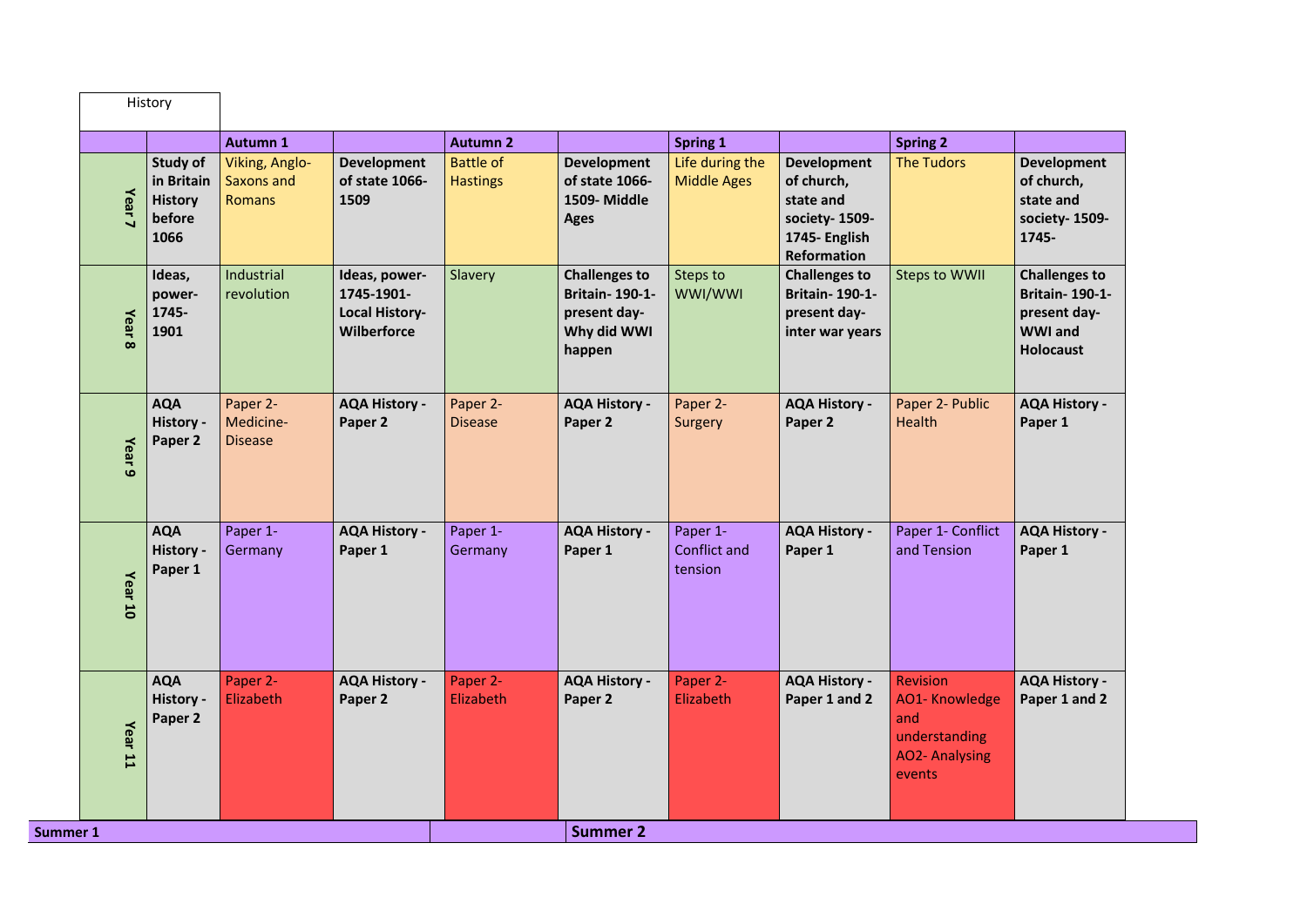| History | | | | | | | | | |
|---|---|---|---|---|---|---|---|---|---|
| | | **Autumn 1** | | **Autumn 2** | | **Spring 1** | | **Spring 2** | |
| **Year 7** | **Study of in Britain History before 1066** | Viking, Anglo-Saxons and Romans | **Development of state 1066-1509** | Battle of Hastings | **Development of state 1066-1509- Middle Ages** | Life during the Middle Ages | **Development of church, state and society- 1509-1745- English Reformation** | The Tudors | **Development of church, state and society- 1509-1745-** |
| **Year 8** | **Ideas, power-1745-1901** | Industrial revolution | **Ideas, power-1745-1901-Local History-Wilberforce** | Slavery | **Challenges to Britain- 190-1-present day- Why did WWI happen** | Steps to WWI/WWI | **Challenges to Britain- 190-1-present day-inter war years** | Steps to WWII | **Challenges to Britain- 190-1-present day- WWI and Holocaust** |
| **Year 9** | **AQA History - Paper 2** | Paper 2- Medicine-Disease | **AQA History - Paper 2** | Paper 2- Disease | **AQA History - Paper 2** | Paper 2- Surgery | **AQA History - Paper 2** | Paper 2- Public Health | **AQA History - Paper 1** |
| **Year 10** | **AQA History - Paper 1** | Paper 1- Germany | **AQA History - Paper 1** | Paper 1- Germany | **AQA History - Paper 1** | Paper 1- Conflict and tension | **AQA History - Paper 1** | Paper 1- Conflict and Tension | **AQA History - Paper 1** |
| **Year 11** | **AQA History - Paper 2** | Paper 2- Elizabeth | **AQA History - Paper 2** | Paper 2- Elizabeth | **AQA History - Paper 2** | Paper 2- Elizabeth | **AQA History - Paper 1 and 2** | Revision AO1- Knowledge and understanding AO2- Analysing events | **AQA History - Paper 1 and 2** |

| **Summer 1** | | **Summer 2** |
|---|---|---|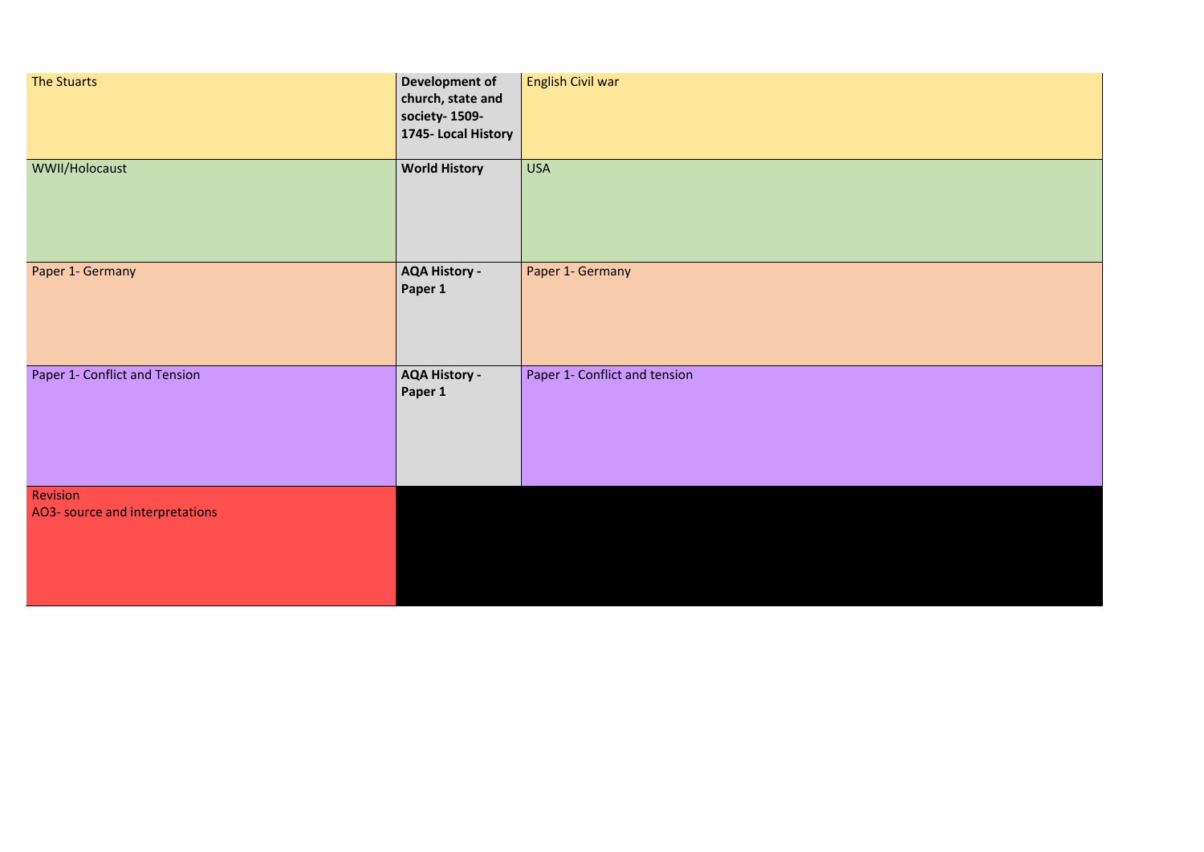| | | |
|---|---|---|
| The Stuarts | **Development of church, state and society- 1509-1745- Local History** | English Civil war |
| WWII/Holocaust | **World History** | USA |
| Paper 1- Germany | **AQA History - Paper 1** | Paper 1- Germany |
| Paper 1- Conflict and Tension | **AQA History - Paper 1** | Paper 1- Conflict and tension |
| Revision<br>AO3- source and interpretations | | |